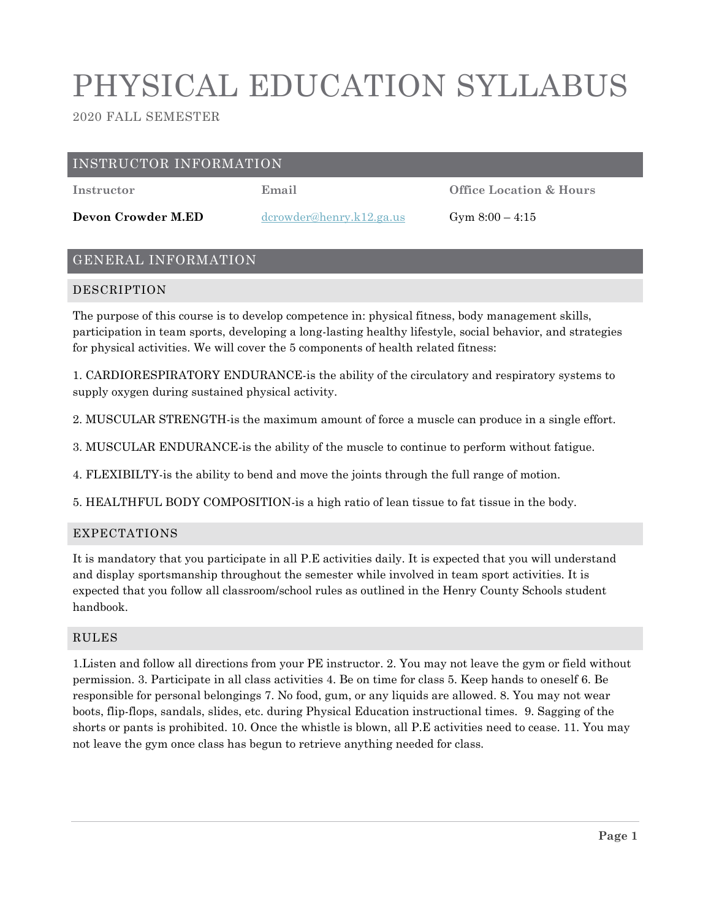# PHYSICAL EDUCATION SYLLABUS

2020 FALL SEMESTER

## INSTRUCTOR INFORMATION

| Instructor | Email | Office Location & Hours |
| --- | --- | --- |
| **Devon Crowder M.ED** | dcrowder@henry.k12.ga.us | Gym 8:00 – 4:15 |

## GENERAL INFORMATION

### DESCRIPTION

The purpose of this course is to develop competence in: physical fitness, body management skills, participation in team sports, developing a long-lasting healthy lifestyle, social behavior, and strategies for physical activities. We will cover the 5 components of health related fitness:

1. CARDIORESPIRATORY ENDURANCE-is the ability of the circulatory and respiratory systems to supply oxygen during sustained physical activity.

2. MUSCULAR STRENGTH-is the maximum amount of force a muscle can produce in a single effort.

3. MUSCULAR ENDURANCE-is the ability of the muscle to continue to perform without fatigue.

4. FLEXIBILTY-is the ability to bend and move the joints through the full range of motion.

5. HEALTHFUL BODY COMPOSITION-is a high ratio of lean tissue to fat tissue in the body.

### EXPECTATIONS

It is mandatory that you participate in all P.E activities daily. It is expected that you will understand and display sportsmanship throughout the semester while involved in team sport activities. It is expected that you follow all classroom/school rules as outlined in the Henry County Schools student handbook.

### RULES

1.Listen and follow all directions from your PE instructor. 2. You may not leave the gym or field without permission. 3. Participate in all class activities 4. Be on time for class 5. Keep hands to oneself 6. Be responsible for personal belongings 7. No food, gum, or any liquids are allowed. 8. You may not wear boots, flip-flops, sandals, slides, etc. during Physical Education instructional times. 9. Sagging of the shorts or pants is prohibited. 10. Once the whistle is blown, all P.E activities need to cease. 11. You may not leave the gym once class has begun to retrieve anything needed for class.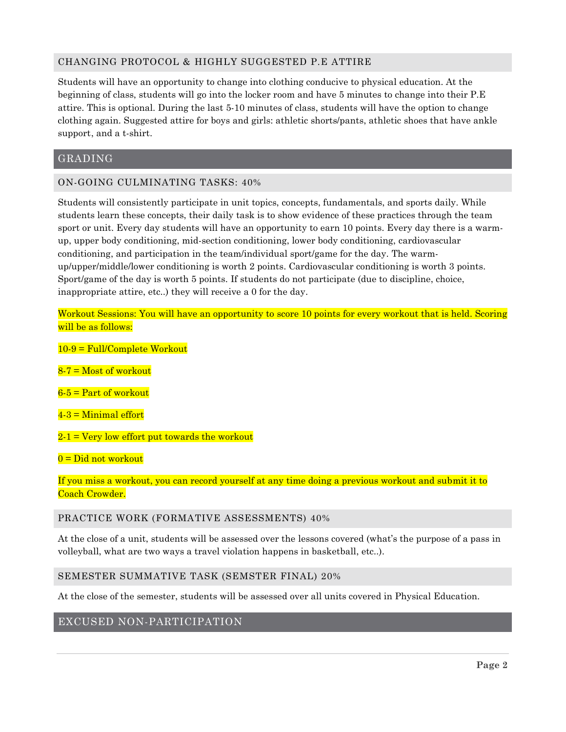### CHANGING PROTOCOL & HIGHLY SUGGESTED P.E ATTIRE

Students will have an opportunity to change into clothing conducive to physical education. At the beginning of class, students will go into the locker room and have 5 minutes to change into their P.E attire. This is optional. During the last 5-10 minutes of class, students will have the option to change clothing again. Suggested attire for boys and girls: athletic shorts/pants, athletic shoes that have ankle support, and a t-shirt.

## GRADING

### ON-GOING CULMINATING TASKS: 40%

Students will consistently participate in unit topics, concepts, fundamentals, and sports daily. While students learn these concepts, their daily task is to show evidence of these practices through the team sport or unit. Every day students will have an opportunity to earn 10 points. Every day there is a warm-up, upper body conditioning, mid-section conditioning, lower body conditioning, cardiovascular conditioning, and participation in the team/individual sport/game for the day. The warm-up/upper/middle/lower conditioning is worth 2 points. Cardiovascular conditioning is worth 3 points. Sport/game of the day is worth 5 points. If students do not participate (due to discipline, choice, inappropriate attire, etc..) they will receive a 0 for the day.

Workout Sessions: You will have an opportunity to score 10 points for every workout that is held. Scoring will be as follows:

10-9 = Full/Complete Workout

8-7 = Most of workout

6-5 = Part of workout

4-3 = Minimal effort

2-1 = Very low effort put towards the workout

0 = Did not workout

If you miss a workout, you can record yourself at any time doing a previous workout and submit it to Coach Crowder.

### PRACTICE WORK (FORMATIVE ASSESSMENTS) 40%

At the close of a unit, students will be assessed over the lessons covered (what's the purpose of a pass in volleyball, what are two ways a travel violation happens in basketball, etc..).

### SEMESTER SUMMATIVE TASK (SEMSTER FINAL) 20%

At the close of the semester, students will be assessed over all units covered in Physical Education.

## EXCUSED NON-PARTICIPATION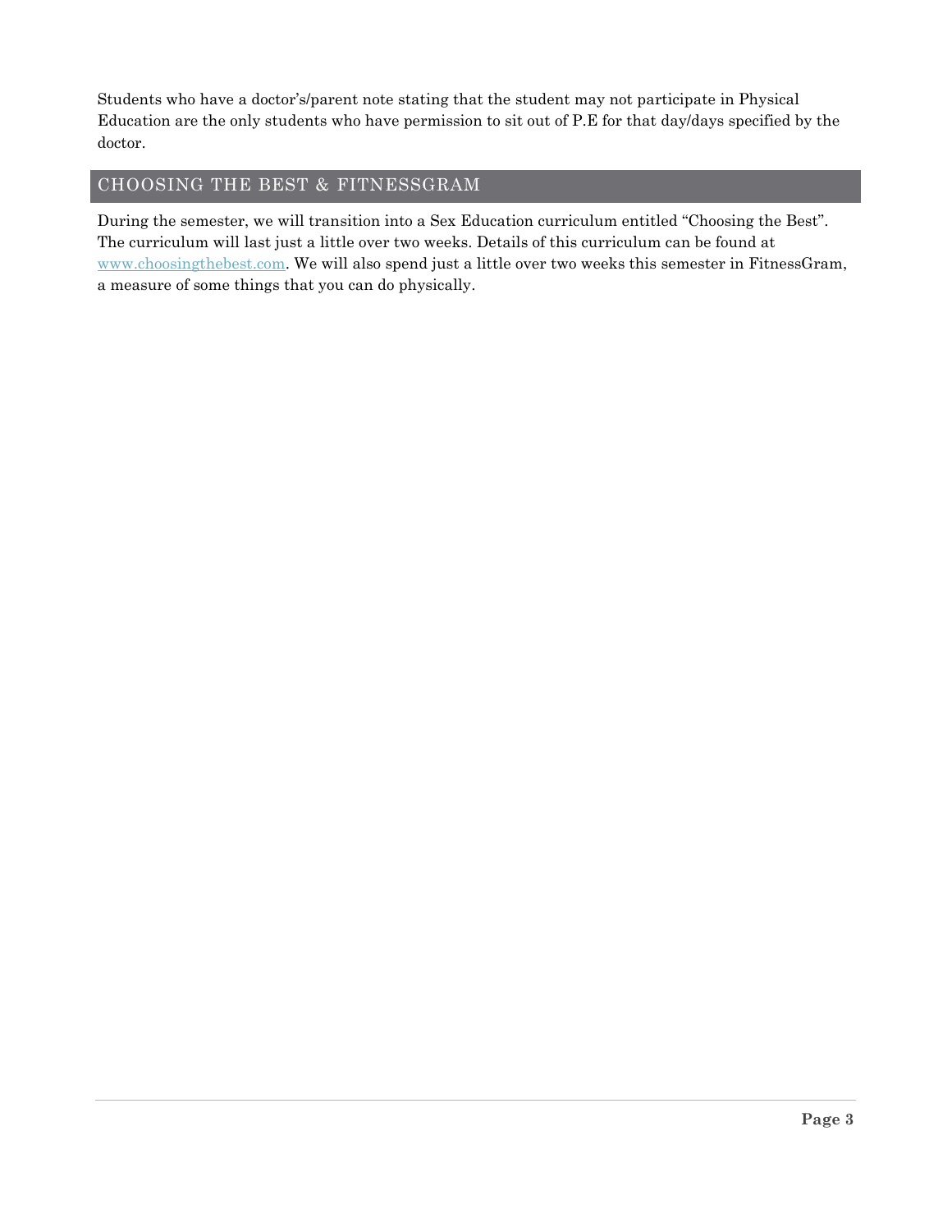Students who have a doctor's/parent note stating that the student may not participate in Physical Education are the only students who have permission to sit out of P.E for that day/days specified by the doctor.

## CHOOSING THE BEST & FITNESSGRAM

During the semester, we will transition into a Sex Education curriculum entitled "Choosing the Best". The curriculum will last just a little over two weeks. Details of this curriculum can be found at www.choosingthebest.com. We will also spend just a little over two weeks this semester in FitnessGram, a measure of some things that you can do physically.